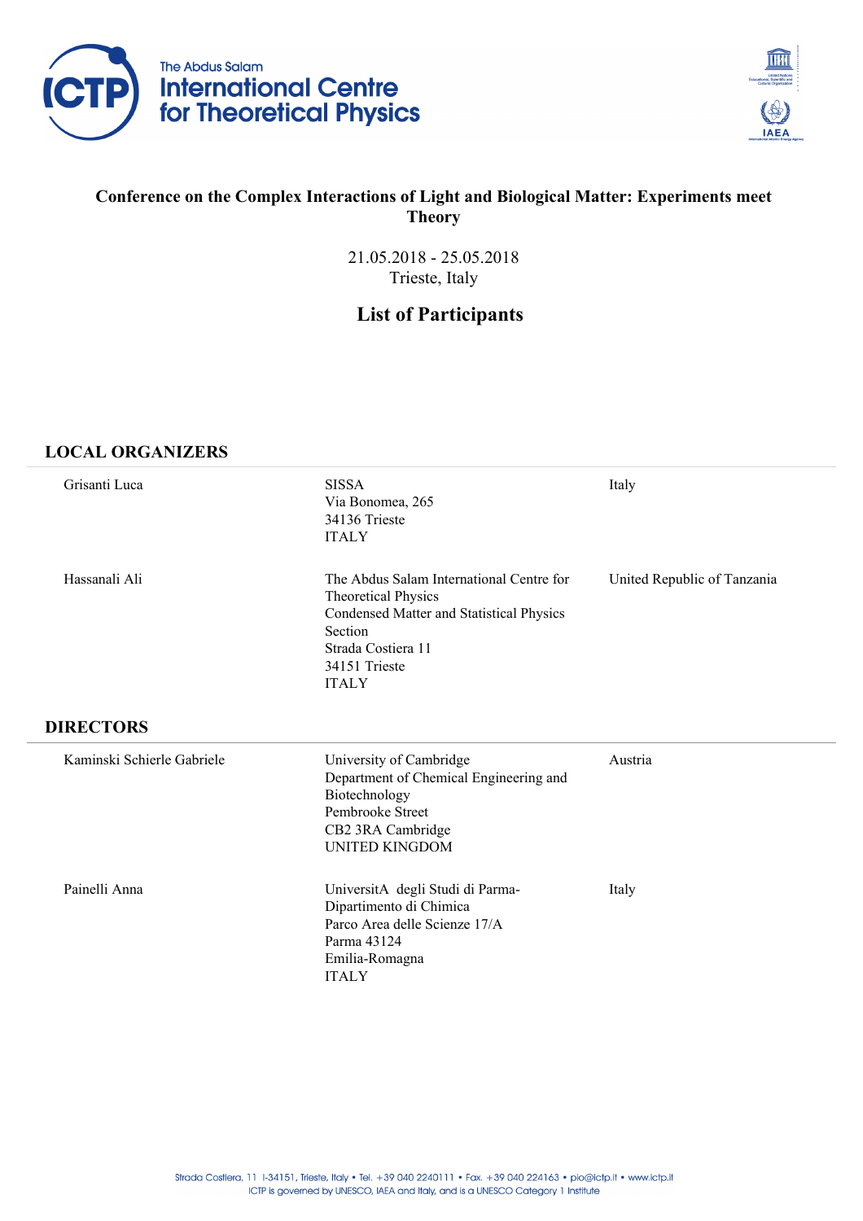# Conference on the Complex Interactions of Light and Biological Matter: Experiments meet Theory

21.05.2018 - 25.05.2018
Trieste, Italy

## List of Participants

### LOCAL ORGANIZERS

| | | |
|---|---|---|
| Grisanti Luca | SISSA<br>Via Bonomea, 265<br>34136 Trieste<br>ITALY | Italy |
| Hassanali Ali | The Abdus Salam International Centre for Theoretical Physics<br>Condensed Matter and Statistical Physics Section<br>Strada Costiera 11<br>34151 Trieste<br>ITALY | United Republic of Tanzania |

### DIRECTORS

| | | |
|---|---|---|
| Kaminski Schierle Gabriele | University of Cambridge<br>Department of Chemical Engineering and Biotechnology<br>Pembrooke Street<br>CB2 3RA Cambridge<br>UNITED KINGDOM | Austria |
| Painelli Anna | UniversitA  degli Studi di Parma-<br>Dipartimento di Chimica<br>Parco Area delle Scienze 17/A<br>Parma 43124<br>Emilia-Romagna<br>ITALY | Italy |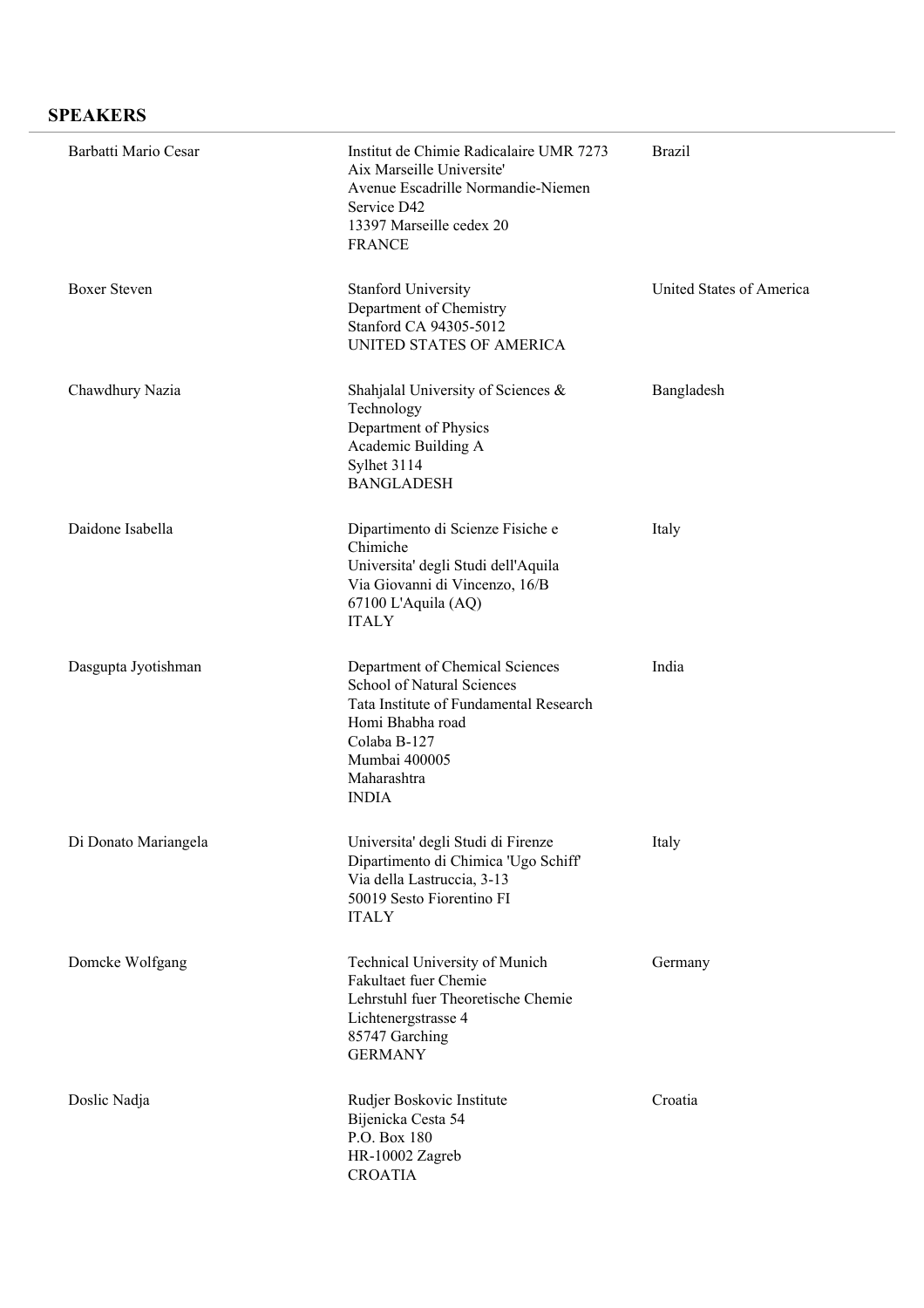## SPEAKERS

| Name | Address | Country |
| --- | --- | --- |
| Barbatti Mario Cesar | Institut de Chimie Radicalaire UMR 7273<br>Aix Marseille Universite'<br>Avenue Escadrille Normandie-Niemen<br>Service D42<br>13397 Marseille cedex 20<br>FRANCE | Brazil |
| Boxer Steven | Stanford University<br>Department of Chemistry<br>Stanford CA 94305-5012<br>UNITED STATES OF AMERICA | United States of America |
| Chawdhury Nazia | Shahjalal University of Sciences & Technology<br>Department of Physics<br>Academic Building A<br>Sylhet 3114<br>BANGLADESH | Bangladesh |
| Daidone Isabella | Dipartimento di Scienze Fisiche e Chimiche<br>Universita' degli Studi dell'Aquila<br>Via Giovanni di Vincenzo, 16/B<br>67100 L'Aquila (AQ)<br>ITALY | Italy |
| Dasgupta Jyotishman | Department of Chemical Sciences<br>School of Natural Sciences<br>Tata Institute of Fundamental Research<br>Homi Bhabha road<br>Colaba B-127<br>Mumbai 400005<br>Maharashtra<br>INDIA | India |
| Di Donato Mariangela | Universita' degli Studi di Firenze<br>Dipartimento di Chimica 'Ugo Schiff'<br>Via della Lastruccia, 3-13<br>50019 Sesto Fiorentino FI<br>ITALY | Italy |
| Domcke Wolfgang | Technical University of Munich<br>Fakultaet fuer Chemie<br>Lehrstuhl fuer Theoretische Chemie<br>Lichtenergstrasse 4<br>85747 Garching<br>GERMANY | Germany |
| Doslic Nadja | Rudjer Boskovic Institute<br>Bijenicka Cesta 54<br>P.O. Box 180<br>HR-10002 Zagreb<br>CROATIA | Croatia |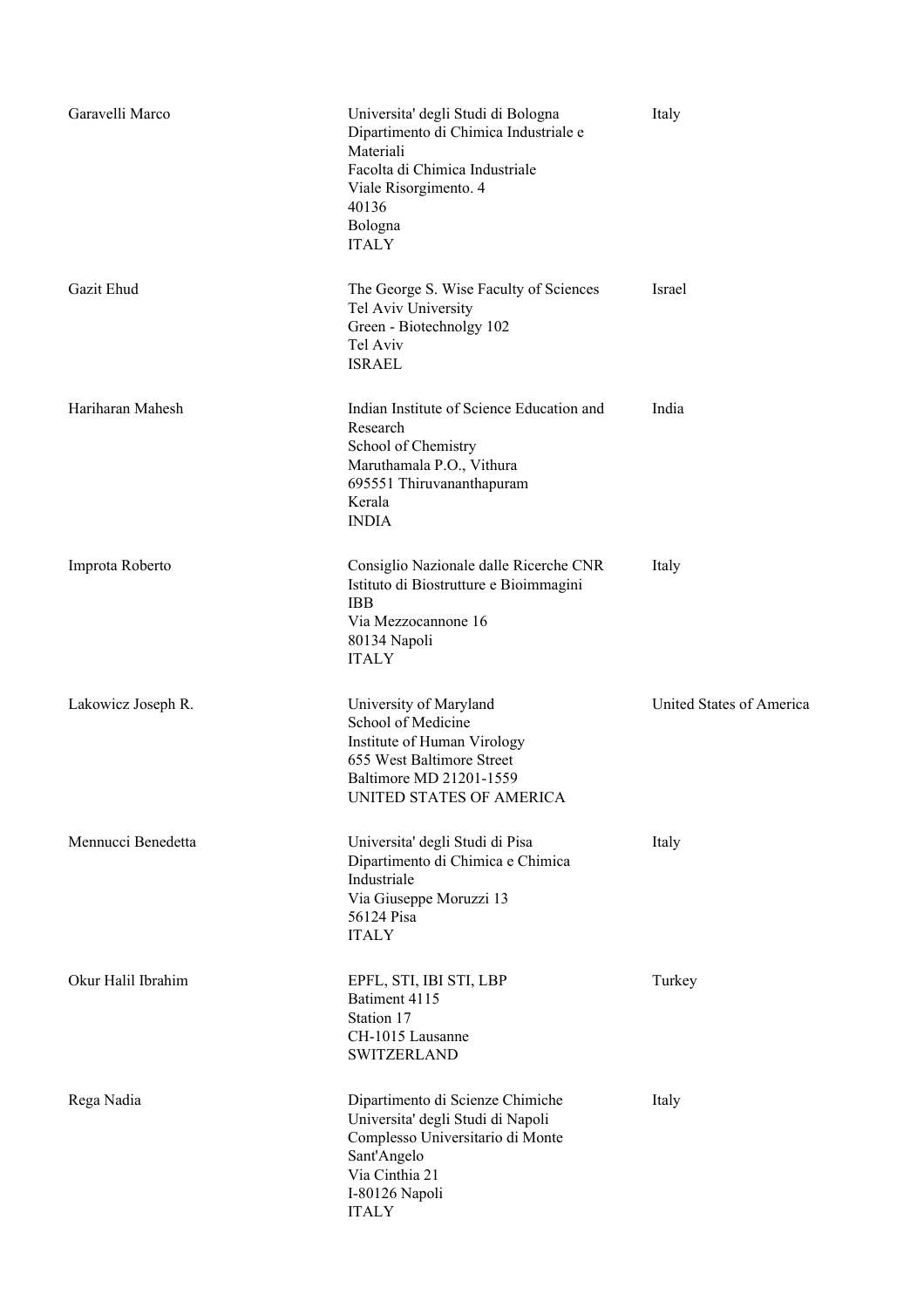| | | |
|---|---|---|
| Garavelli Marco | Universita' degli Studi di Bologna<br>Dipartimento di Chimica Industriale e Materiali<br>Facolta di Chimica Industriale<br>Viale Risorgimento. 4<br>40136<br>Bologna<br>ITALY | Italy |
| Gazit Ehud | The George S. Wise Faculty of Sciences<br>Tel Aviv University<br>Green - Biotechnolgy 102<br>Tel Aviv<br>ISRAEL | Israel |
| Hariharan Mahesh | Indian Institute of Science Education and Research<br>School of Chemistry<br>Maruthamala P.O., Vithura<br>695551 Thiruvananthapuram<br>Kerala<br>INDIA | India |
| Improta Roberto | Consiglio Nazionale dalle Ricerche CNR<br>Istituto di Biostrutture e Bioimmagini<br>IBB<br>Via Mezzocannone 16<br>80134 Napoli<br>ITALY | Italy |
| Lakowicz Joseph R. | University of Maryland<br>School of Medicine<br>Institute of Human Virology<br>655 West Baltimore Street<br>Baltimore MD 21201-1559<br>UNITED STATES OF AMERICA | United States of America |
| Mennucci Benedetta | Universita' degli Studi di Pisa<br>Dipartimento di Chimica e Chimica Industriale<br>Via Giuseppe Moruzzi 13<br>56124 Pisa<br>ITALY | Italy |
| Okur Halil Ibrahim | EPFL, STI, IBI STI, LBP<br>Batiment 4115<br>Station 17<br>CH-1015 Lausanne<br>SWITZERLAND | Turkey |
| Rega Nadia | Dipartimento di Scienze Chimiche<br>Universita' degli Studi di Napoli<br>Complesso Universitario di Monte Sant'Angelo<br>Via Cinthia 21<br>I-80126 Napoli<br>ITALY | Italy |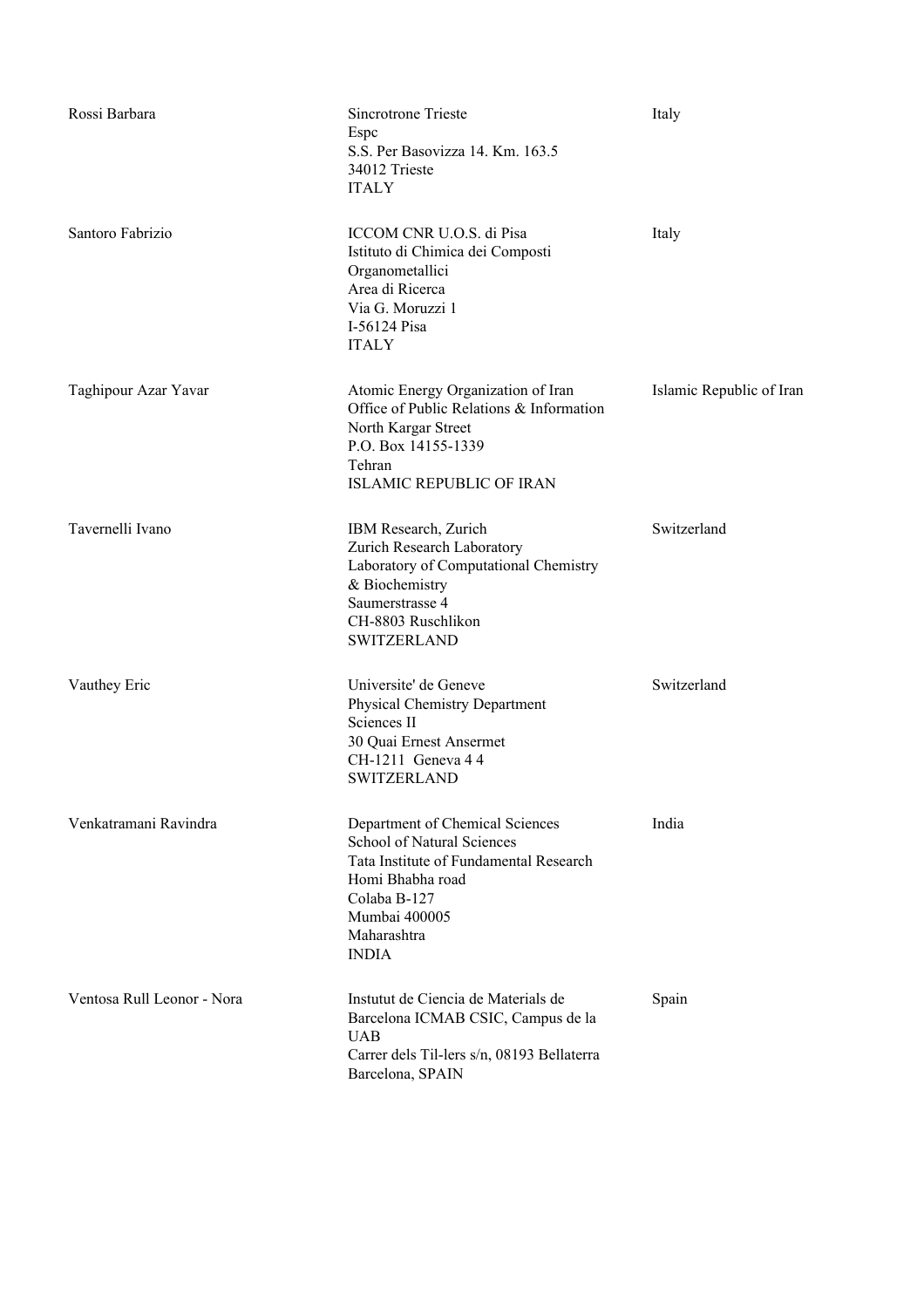| | | |
|---|---|---|
| Rossi Barbara | Sincrotrone Trieste<br>Espc<br>S.S. Per Basovizza 14. Km. 163.5<br>34012 Trieste<br>ITALY | Italy |
| Santoro Fabrizio | ICCOM CNR U.O.S. di Pisa<br>Istituto di Chimica dei Composti Organometallici<br>Area di Ricerca<br>Via G. Moruzzi 1<br>I-56124 Pisa<br>ITALY | Italy |
| Taghipour Azar Yavar | Atomic Energy Organization of Iran<br>Office of Public Relations & Information<br>North Kargar Street<br>P.O. Box 14155-1339<br>Tehran<br>ISLAMIC REPUBLIC OF IRAN | Islamic Republic of Iran |
| Tavernelli Ivano | IBM Research, Zurich<br>Zurich Research Laboratory<br>Laboratory of Computational Chemistry & Biochemistry<br>Saumerstrasse 4<br>CH-8803 Ruschlikon<br>SWITZERLAND | Switzerland |
| Vauthey Eric | Universite' de Geneve<br>Physical Chemistry Department<br>Sciences II<br>30 Quai Ernest Ansermet<br>CH-1211 Geneva 4 4<br>SWITZERLAND | Switzerland |
| Venkatramani Ravindra | Department of Chemical Sciences<br>School of Natural Sciences<br>Tata Institute of Fundamental Research<br>Homi Bhabha road<br>Colaba B-127<br>Mumbai 400005<br>Maharashtra<br>INDIA | India |
| Ventosa Rull Leonor - Nora | Instutut de Ciencia de Materials de Barcelona ICMAB CSIC, Campus de la UAB<br>Carrer dels Til-lers s/n, 08193 Bellaterra<br>Barcelona, SPAIN | Spain |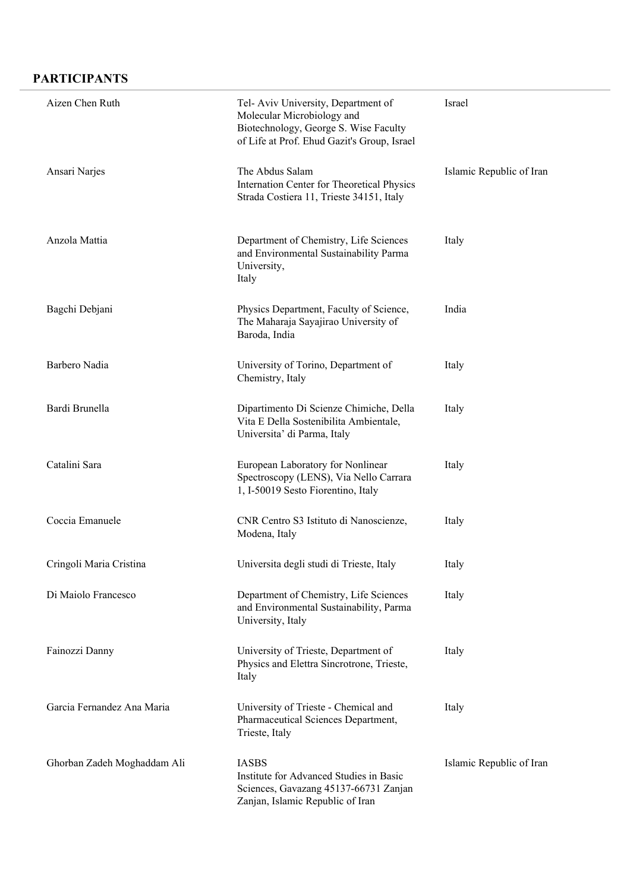## PARTICIPANTS

| | | |
|---|---|---|
| Aizen Chen Ruth | Tel- Aviv University, Department of Molecular Microbiology and Biotechnology, George S. Wise Faculty of Life at Prof. Ehud Gazit's Group, Israel | Israel |
| Ansari Narjes | The Abdus Salam Internation Center for Theoretical Physics Strada Costiera 11, Trieste 34151, Italy | Islamic Republic of Iran |
| Anzola Mattia | Department of Chemistry, Life Sciences and Environmental Sustainability Parma University, Italy | Italy |
| Bagchi Debjani | Physics Department, Faculty of Science, The Maharaja Sayajirao University of Baroda, India | India |
| Barbero Nadia | University of Torino, Department of Chemistry, Italy | Italy |
| Bardi Brunella | Dipartimento Di Scienze Chimiche, Della Vita E Della Sostenibilita Ambientale, Universita' di Parma, Italy | Italy |
| Catalini Sara | European Laboratory for Nonlinear Spectroscopy (LENS), Via Nello Carrara 1, I-50019 Sesto Fiorentino, Italy | Italy |
| Coccia Emanuele | CNR Centro S3 Istituto di Nanoscienze, Modena, Italy | Italy |
| Cringoli Maria Cristina | Universita degli studi di Trieste, Italy | Italy |
| Di Maiolo Francesco | Department of Chemistry, Life Sciences and Environmental Sustainability, Parma University, Italy | Italy |
| Fainozzi Danny | University of Trieste, Department of Physics and Elettra Sincrotrone, Trieste, Italy | Italy |
| Garcia Fernandez Ana Maria | University of Trieste - Chemical and Pharmaceutical Sciences Department, Trieste, Italy | Italy |
| Ghorban Zadeh Moghaddam Ali | IASBS Institute for Advanced Studies in Basic Sciences, Gavazang 45137-66731 Zanjan Zanjan, Islamic Republic of Iran | Islamic Republic of Iran |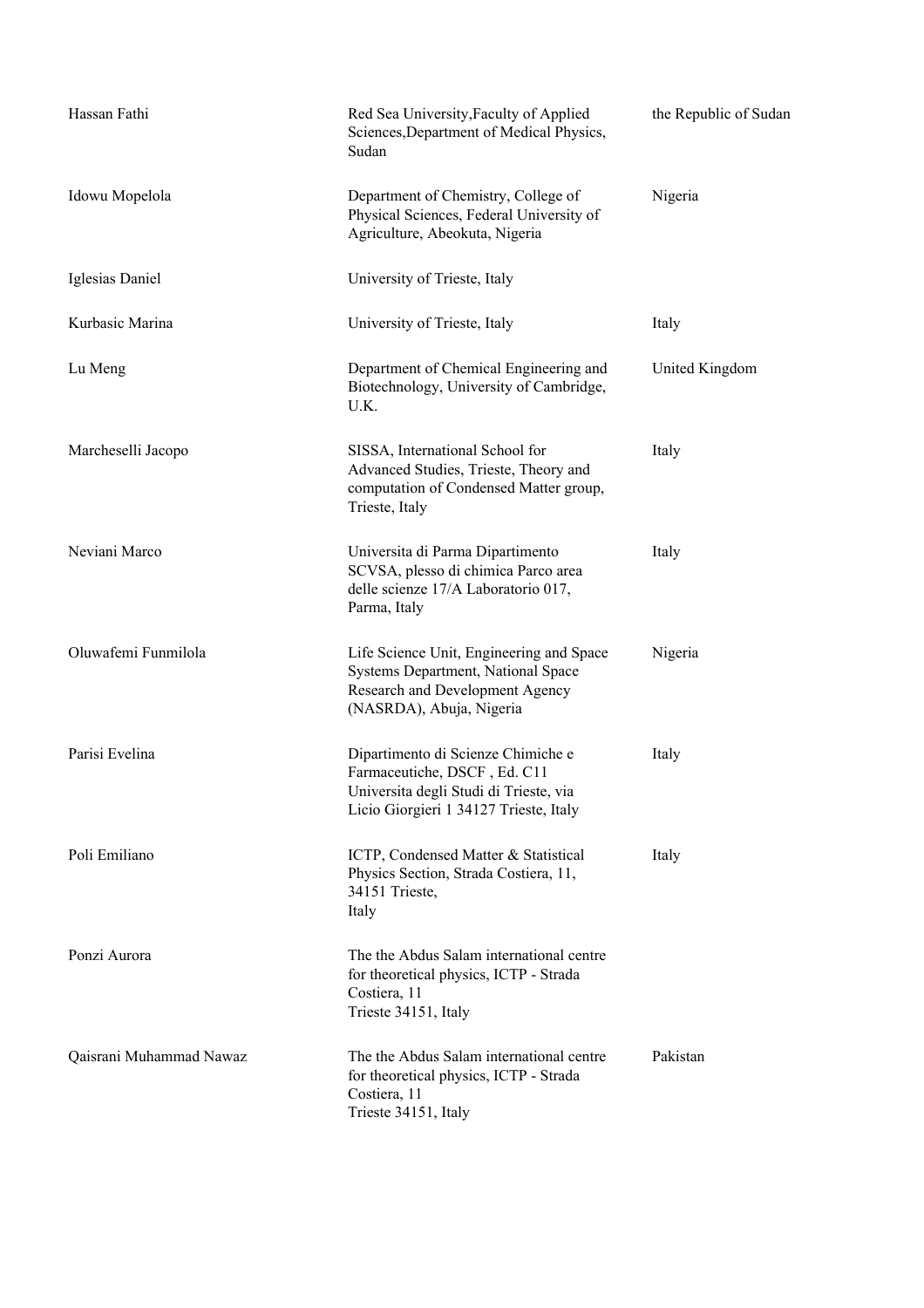| | | |
|---|---|---|
| Hassan Fathi | Red Sea University,Faculty of Applied Sciences,Department of Medical Physics, Sudan | the Republic of Sudan |
| Idowu Mopelola | Department of Chemistry, College of Physical Sciences, Federal University of Agriculture, Abeokuta, Nigeria | Nigeria |
| Iglesias Daniel | University of Trieste, Italy | |
| Kurbasic Marina | University of Trieste, Italy | Italy |
| Lu Meng | Department of Chemical Engineering and Biotechnology, University of Cambridge, U.K. | United Kingdom |
| Marcheselli Jacopo | SISSA, International School for Advanced Studies, Trieste, Theory and computation of Condensed Matter group, Trieste, Italy | Italy |
| Neviani Marco | Universita di Parma Dipartimento SCVSA, plesso di chimica Parco area delle scienze 17/A Laboratorio 017, Parma, Italy | Italy |
| Oluwafemi Funmilola | Life Science Unit, Engineering and Space Systems Department, National Space Research and Development Agency (NASRDA), Abuja, Nigeria | Nigeria |
| Parisi Evelina | Dipartimento di Scienze Chimiche e Farmaceutiche, DSCF , Ed. C11 Universita degli Studi di Trieste, via Licio Giorgieri 1 34127 Trieste, Italy | Italy |
| Poli Emiliano | ICTP, Condensed Matter & Statistical Physics Section, Strada Costiera, 11, 34151 Trieste, Italy | Italy |
| Ponzi Aurora | The the Abdus Salam international centre for theoretical physics, ICTP - Strada Costiera, 11 Trieste 34151, Italy | |
| Qaisrani Muhammad Nawaz | The the Abdus Salam international centre for theoretical physics, ICTP - Strada Costiera, 11 Trieste 34151, Italy | Pakistan |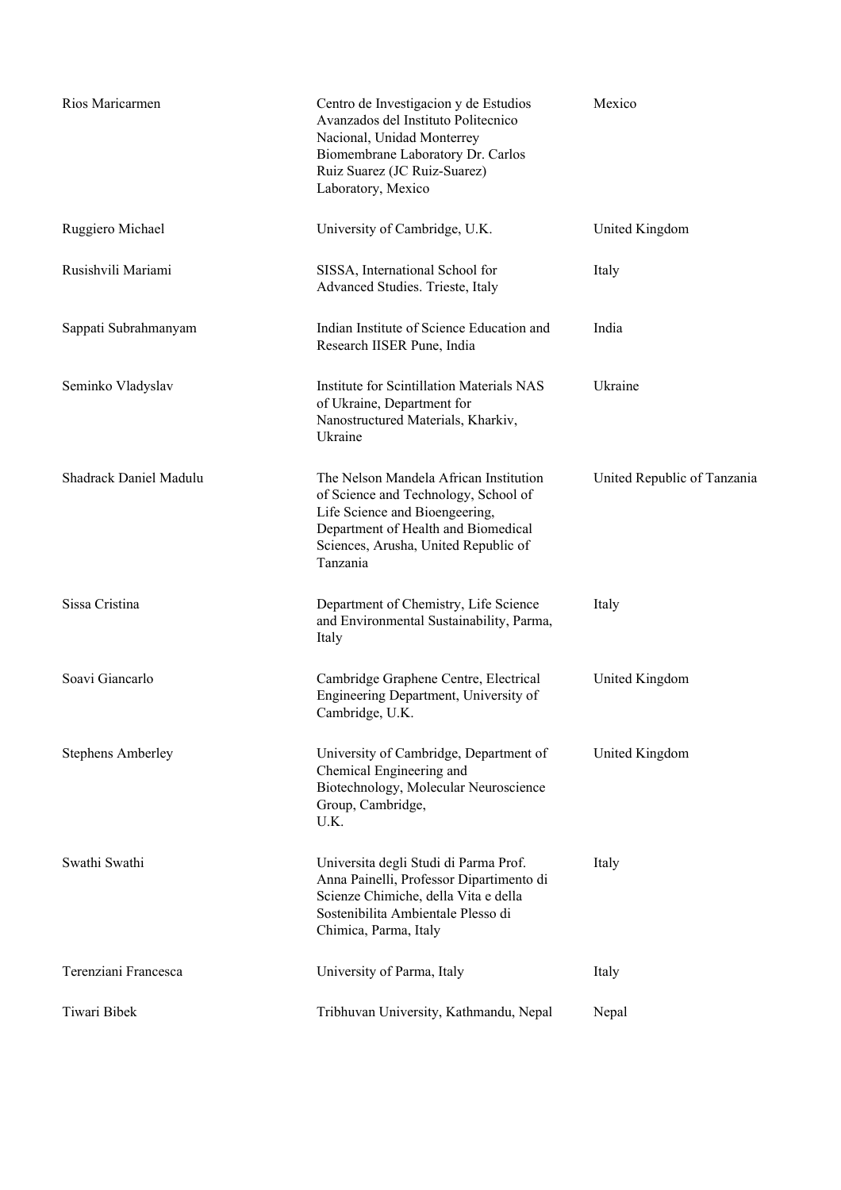| | | |
|---|---|---|
| Rios Maricarmen | Centro de Investigacion y de Estudios Avanzados del Instituto Politecnico Nacional, Unidad Monterrey Biomembrane Laboratory Dr. Carlos Ruiz Suarez (JC Ruiz-Suarez) Laboratory, Mexico | Mexico |
| Ruggiero Michael | University of Cambridge, U.K. | United Kingdom |
| Rusishvili Mariami | SISSA, International School for Advanced Studies. Trieste, Italy | Italy |
| Sappati Subrahmanyam | Indian Institute of Science Education and Research IISER Pune, India | India |
| Seminko Vladyslav | Institute for Scintillation Materials NAS of Ukraine, Department for Nanostructured Materials, Kharkiv, Ukraine | Ukraine |
| Shadrack Daniel Madulu | The Nelson Mandela African Institution of Science and Technology, School of Life Science and Bioengeering, Department of Health and Biomedical Sciences, Arusha, United Republic of Tanzania | United Republic of Tanzania |
| Sissa Cristina | Department of Chemistry, Life Science and Environmental Sustainability, Parma, Italy | Italy |
| Soavi Giancarlo | Cambridge Graphene Centre, Electrical Engineering Department, University of Cambridge, U.K. | United Kingdom |
| Stephens Amberley | University of Cambridge, Department of Chemical Engineering and Biotechnology, Molecular Neuroscience Group, Cambridge, U.K. | United Kingdom |
| Swathi Swathi | Universita degli Studi di Parma Prof. Anna Painelli, Professor Dipartimento di Scienze Chimiche, della Vita e della Sostenibilita Ambientale Plesso di Chimica, Parma, Italy | Italy |
| Terenziani Francesca | University of Parma, Italy | Italy |
| Tiwari Bibek | Tribhuvan University, Kathmandu, Nepal | Nepal |